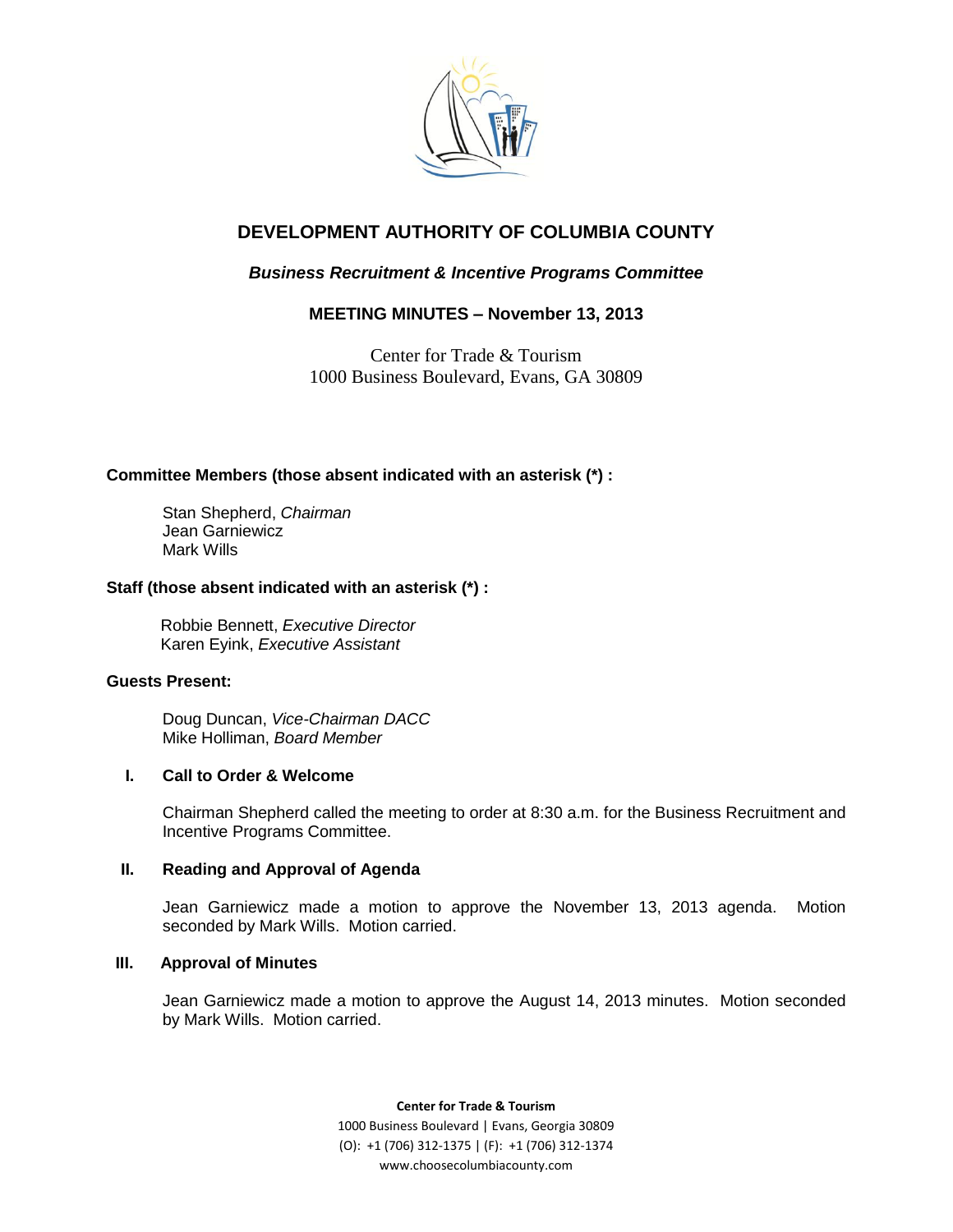# DEVELOPMENT AUTHORITY OF COLUMBIA COUNTY

## *Business Recruitment & Incentive Programs Committee*

### MEETING MINUTES – November 13, 2013

Center for Trade & Tourism
1000 Business Boulevard, Evans, GA 30809

**Committee Members (those absent indicated with an asterisk (*) :**

Stan Shepherd, *Chairman*
Jean Garniewicz
Mark Wills

**Staff (those absent indicated with an asterisk (*) :**

Robbie Bennett, *Executive Director*
Karen Eyink, *Executive Assistant*

**Guests Present:**

Doug Duncan, *Vice-Chairman DACC*
Mike Holliman, *Board Member*

**I. Call to Order & Welcome**

Chairman Shepherd called the meeting to order at 8:30 a.m. for the Business Recruitment and Incentive Programs Committee.

**II. Reading and Approval of Agenda**

Jean Garniewicz made a motion to approve the November 13, 2013 agenda. Motion seconded by Mark Wills. Motion carried.

**III. Approval of Minutes**

Jean Garniewicz made a motion to approve the August 14, 2013 minutes. Motion seconded by Mark Wills. Motion carried.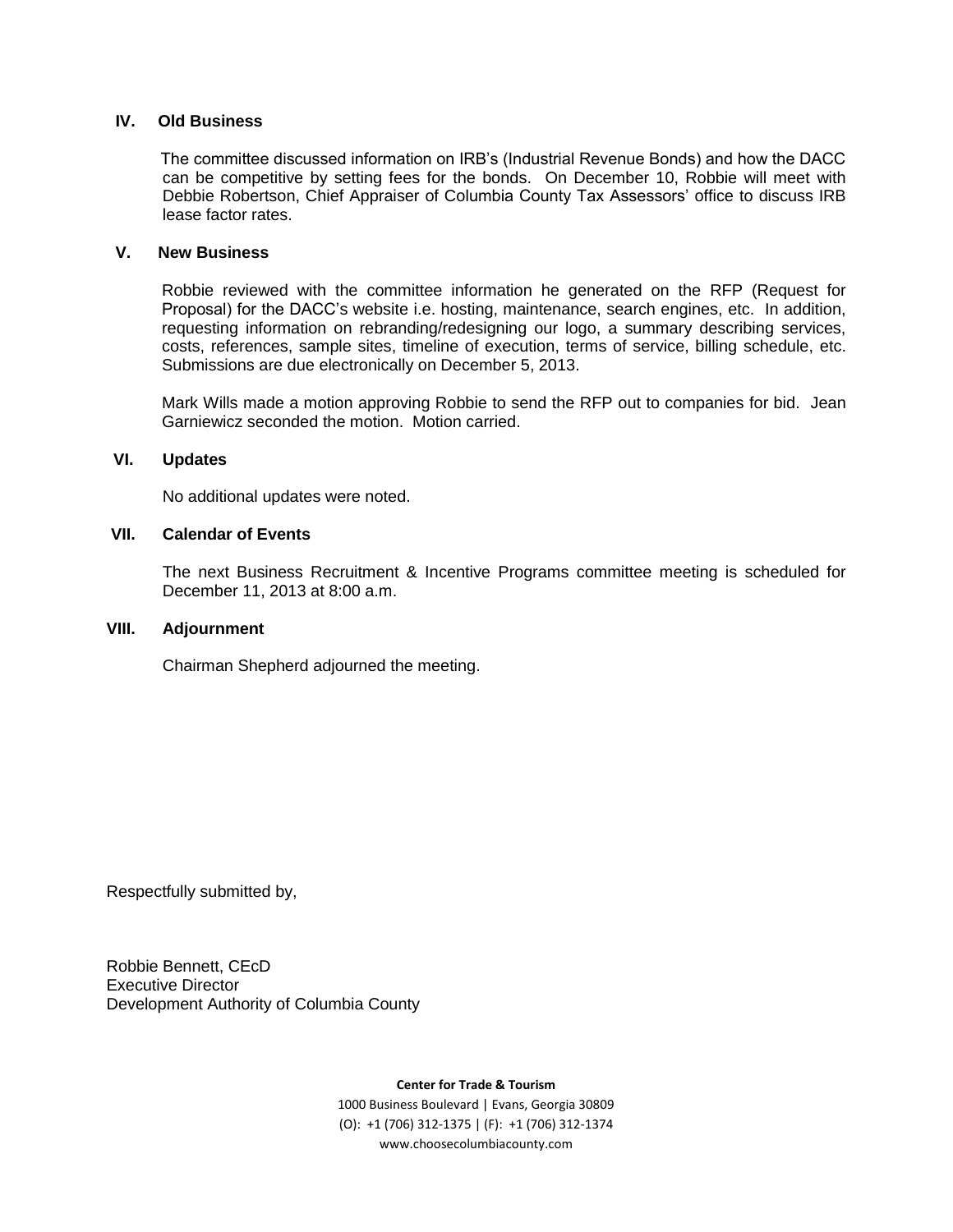## IV. Old Business

The committee discussed information on IRB's (Industrial Revenue Bonds) and how the DACC can be competitive by setting fees for the bonds. On December 10, Robbie will meet with Debbie Robertson, Chief Appraiser of Columbia County Tax Assessors' office to discuss IRB lease factor rates.

## V. New Business

Robbie reviewed with the committee information he generated on the RFP (Request for Proposal) for the DACC's website i.e. hosting, maintenance, search engines, etc. In addition, requesting information on rebranding/redesigning our logo, a summary describing services, costs, references, sample sites, timeline of execution, terms of service, billing schedule, etc. Submissions are due electronically on December 5, 2013.

Mark Wills made a motion approving Robbie to send the RFP out to companies for bid. Jean Garniewicz seconded the motion. Motion carried.

## VI. Updates

No additional updates were noted.

## VII. Calendar of Events

The next Business Recruitment & Incentive Programs committee meeting is scheduled for December 11, 2013 at 8:00 a.m.

## VIII. Adjournment

Chairman Shepherd adjourned the meeting.

Respectfully submitted by,

Robbie Bennett, CEcD
Executive Director
Development Authority of Columbia County

**Center for Trade & Tourism**
1000 Business Boulevard | Evans, Georgia 30809
(O): +1 (706) 312-1375 | (F): +1 (706) 312-1374
www.choosecolumbiacounty.com